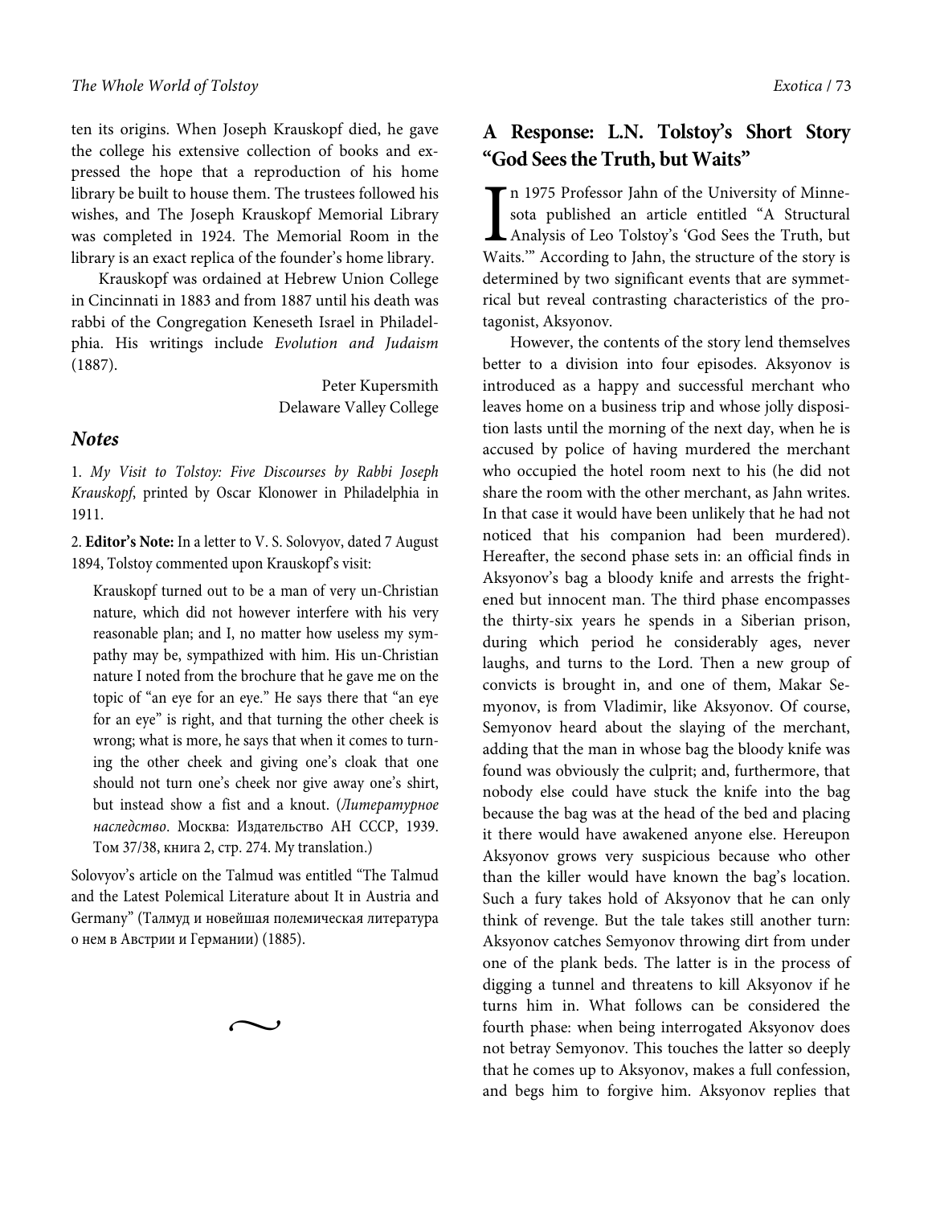ten its origins. When Joseph Krauskopf died, he gave the college his extensive collection of books and expressed the hope that a reproduction of his home library be built to house them. The trustees followed his wishes, and The Joseph Krauskopf Memorial Library was completed in 1924. The Memorial Room in the library is an exact replica of the founder's home library.

Krauskopf was ordained at Hebrew Union College in Cincinnati in 1883 and from 1887 until his death was rabbi of the Congregation Keneseth Israel in Philadelphia. His writings include *Evolution and Judaism* (1887).

Peter Kupersmith
Delaware Valley College

## *Notes*

1. *My Visit to Tolstoy: Five Discourses by Rabbi Joseph Krauskopf*, printed by Oscar Klonower in Philadelphia in 1911.

2. **Editor's Note:** In a letter to V. S. Solovyov, dated 7 August 1894, Tolstoy commented upon Krauskopf's visit:

> Krauskopf turned out to be a man of very un-Christian nature, which did not however interfere with his very reasonable plan; and I, no matter how useless my sympathy may be, sympathized with him. His un-Christian nature I noted from the brochure that he gave me on the topic of "an eye for an eye." He says there that "an eye for an eye" is right, and that turning the other cheek is wrong; what is more, he says that when it comes to turning the other cheek and giving one's cloak that one should not turn one's cheek nor give away one's shirt, but instead show a fist and a knout. (*Литературное наследство*. Москва: Издательство АН СССР, 1939. Том 37/38, книга 2, стр. 274. My translation.)

Solovyov's article on the Talmud was entitled "The Talmud and the Latest Polemical Literature about It in Austria and Germany" (Талмуд и новейшая полемическая литература о нем в Австрии и Германии) (1885).

## A Response: L.N. Tolstoy's Short Story "God Sees the Truth, but Waits"

In 1975 Professor Jahn of the University of Minnesota published an article entitled "A Structural Analysis of Leo Tolstoy's 'God Sees the Truth, but Waits.'" According to Jahn, the structure of the story is determined by two significant events that are symmetrical but reveal contrasting characteristics of the protagonist, Aksyonov.

However, the contents of the story lend themselves better to a division into four episodes. Aksyonov is introduced as a happy and successful merchant who leaves home on a business trip and whose jolly disposition lasts until the morning of the next day, when he is accused by police of having murdered the merchant who occupied the hotel room next to his (he did not share the room with the other merchant, as Jahn writes. In that case it would have been unlikely that he had not noticed that his companion had been murdered). Hereafter, the second phase sets in: an official finds in Aksyonov's bag a bloody knife and arrests the frightened but innocent man. The third phase encompasses the thirty-six years he spends in a Siberian prison, during which period he considerably ages, never laughs, and turns to the Lord. Then a new group of convicts is brought in, and one of them, Makar Semyonov, is from Vladimir, like Aksyonov. Of course, Semyonov heard about the slaying of the merchant, adding that the man in whose bag the bloody knife was found was obviously the culprit; and, furthermore, that nobody else could have stuck the knife into the bag because the bag was at the head of the bed and placing it there would have awakened anyone else. Hereupon Aksyonov grows very suspicious because who other than the killer would have known the bag's location. Such a fury takes hold of Aksyonov that he can only think of revenge. But the tale takes still another turn: Aksyonov catches Semyonov throwing dirt from under one of the plank beds. The latter is in the process of digging a tunnel and threatens to kill Aksyonov if he turns him in. What follows can be considered the fourth phase: when being interrogated Aksyonov does not betray Semyonov. This touches the latter so deeply that he comes up to Aksyonov, makes a full confession, and begs him to forgive him. Aksyonov replies that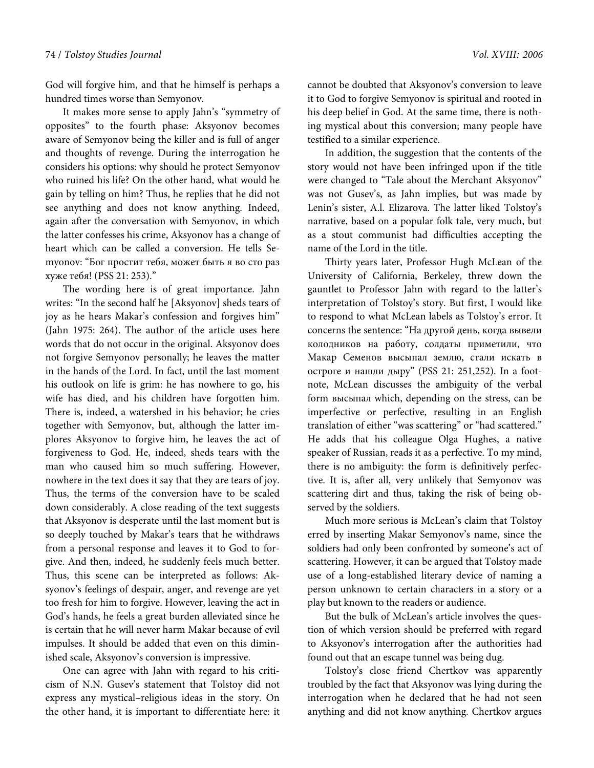God will forgive him, and that he himself is perhaps a hundred times worse than Semyonov.

It makes more sense to apply Jahn's "symmetry of opposites" to the fourth phase: Aksyonov becomes aware of Semyonov being the killer and is full of anger and thoughts of revenge. During the interrogation he considers his options: why should he protect Semyonov who ruined his life? On the other hand, what would he gain by telling on him? Thus, he replies that he did not see anything and does not know anything. Indeed, again after the conversation with Semyonov, in which the latter confesses his crime, Aksyonov has a change of heart which can be called a conversion. He tells Semyonov: "Бог простит тебя, может быть я во сто раз хуже тебя! (PSS 21: 253)."

The wording here is of great importance. Jahn writes: "In the second half he [Aksyonov] sheds tears of joy as he hears Makar's confession and forgives him" (Jahn 1975: 264). The author of the article uses here words that do not occur in the original. Aksyonov does not forgive Semyonov personally; he leaves the matter in the hands of the Lord. In fact, until the last moment his outlook on life is grim: he has nowhere to go, his wife has died, and his children have forgotten him. There is, indeed, a watershed in his behavior; he cries together with Semyonov, but, although the latter implores Aksyonov to forgive him, he leaves the act of forgiveness to God. He, indeed, sheds tears with the man who caused him so much suffering. However, nowhere in the text does it say that they are tears of joy. Thus, the terms of the conversion have to be scaled down considerably. A close reading of the text suggests that Aksyonov is desperate until the last moment but is so deeply touched by Makar's tears that he withdraws from a personal response and leaves it to God to forgive. And then, indeed, he suddenly feels much better. Thus, this scene can be interpreted as follows: Aksyonov's feelings of despair, anger, and revenge are yet too fresh for him to forgive. However, leaving the act in God's hands, he feels a great burden alleviated since he is certain that he will never harm Makar because of evil impulses. It should be added that even on this diminished scale, Aksyonov's conversion is impressive.

One can agree with Jahn with regard to his criticism of N.N. Gusev's statement that Tolstoy did not express any mystical–religious ideas in the story. On the other hand, it is important to differentiate here: it cannot be doubted that Aksyonov's conversion to leave it to God to forgive Semyonov is spiritual and rooted in his deep belief in God. At the same time, there is nothing mystical about this conversion; many people have testified to a similar experience.

In addition, the suggestion that the contents of the story would not have been infringed upon if the title were changed to "Tale about the Merchant Aksyonov" was not Gusev's, as Jahn implies, but was made by Lenin's sister, A.I. Elizarova. The latter liked Tolstoy's narrative, based on a popular folk tale, very much, but as a stout communist had difficulties accepting the name of the Lord in the title.

Thirty years later, Professor Hugh McLean of the University of California, Berkeley, threw down the gauntlet to Professor Jahn with regard to the latter's interpretation of Tolstoy's story. But first, I would like to respond to what McLean labels as Tolstoy's error. It concerns the sentence: "На другой день, когда вывели колодников на работу, солдаты приметили, что Макар Семенов высыпал землю, стали искать в остроге и нашли дыру" (PSS 21: 251,252). In a footnote, McLean discusses the ambiguity of the verbal form высыпал which, depending on the stress, can be imperfective or perfective, resulting in an English translation of either "was scattering" or "had scattered." He adds that his colleague Olga Hughes, a native speaker of Russian, reads it as a perfective. To my mind, there is no ambiguity: the form is definitively perfective. It is, after all, very unlikely that Semyonov was scattering dirt and thus, taking the risk of being observed by the soldiers.

Much more serious is McLean's claim that Tolstoy erred by inserting Makar Semyonov's name, since the soldiers had only been confronted by someone's act of scattering. However, it can be argued that Tolstoy made use of a long-established literary device of naming a person unknown to certain characters in a story or a play but known to the readers or audience.

But the bulk of McLean's article involves the question of which version should be preferred with regard to Aksyonov's interrogation after the authorities had found out that an escape tunnel was being dug.

Tolstoy's close friend Chertkov was apparently troubled by the fact that Aksyonov was lying during the interrogation when he declared that he had not seen anything and did not know anything. Chertkov argues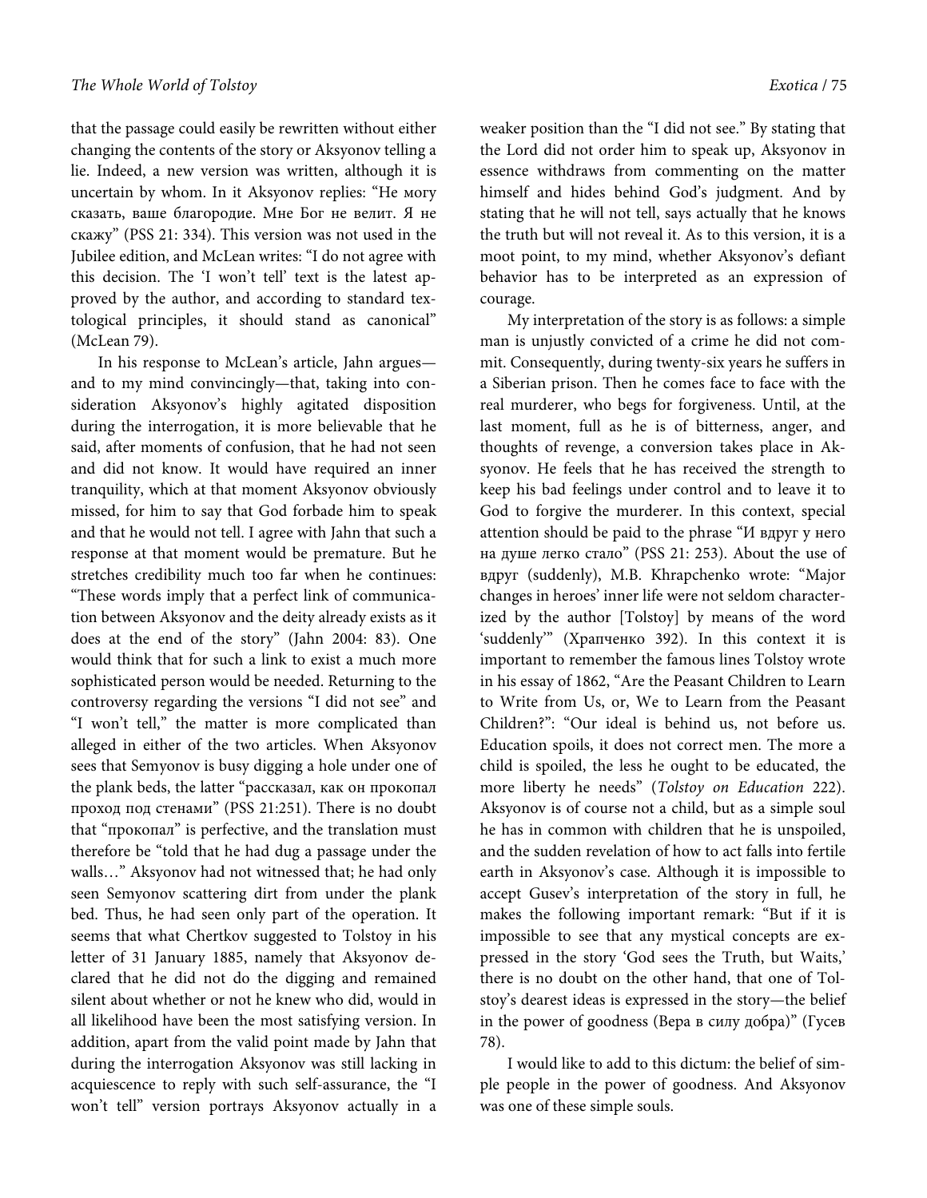that the passage could easily be rewritten without either changing the contents of the story or Aksyonov telling a lie. Indeed, a new version was written, although it is uncertain by whom. In it Aksyonov replies: "Не могу сказать, ваше благородие. Мне Бог не велит. Я не скажу" (PSS 21: 334). This version was not used in the Jubilee edition, and McLean writes: "I do not agree with this decision. The 'I won't tell' text is the latest approved by the author, and according to standard textological principles, it should stand as canonical" (McLean 79).

In his response to McLean's article, Jahn argues—and to my mind convincingly—that, taking into consideration Aksyonov's highly agitated disposition during the interrogation, it is more believable that he said, after moments of confusion, that he had not seen and did not know. It would have required an inner tranquility, which at that moment Aksyonov obviously missed, for him to say that God forbade him to speak and that he would not tell. I agree with Jahn that such a response at that moment would be premature. But he stretches credibility much too far when he continues: "These words imply that a perfect link of communication between Aksyonov and the deity already exists as it does at the end of the story" (Jahn 2004: 83). One would think that for such a link to exist a much more sophisticated person would be needed. Returning to the controversy regarding the versions "I did not see" and "I won't tell," the matter is more complicated than alleged in either of the two articles. When Aksyonov sees that Semyonov is busy digging a hole under one of the plank beds, the latter "рассказал, как он прокопал проход под стенами" (PSS 21:251). There is no doubt that "прокопал" is perfective, and the translation must therefore be "told that he had dug a passage under the walls…" Aksyonov had not witnessed that; he had only seen Semyonov scattering dirt from under the plank bed. Thus, he had seen only part of the operation. It seems that what Chertkov suggested to Tolstoy in his letter of 31 January 1885, namely that Aksyonov declared that he did not do the digging and remained silent about whether or not he knew who did, would in all likelihood have been the most satisfying version. In addition, apart from the valid point made by Jahn that during the interrogation Aksyonov was still lacking in acquiescence to reply with such self-assurance, the "I won't tell" version portrays Aksyonov actually in a weaker position than the "I did not see." By stating that the Lord did not order him to speak up, Aksyonov in essence withdraws from commenting on the matter himself and hides behind God's judgment. And by stating that he will not tell, says actually that he knows the truth but will not reveal it. As to this version, it is a moot point, to my mind, whether Aksyonov's defiant behavior has to be interpreted as an expression of courage.

My interpretation of the story is as follows: a simple man is unjustly convicted of a crime he did not commit. Consequently, during twenty-six years he suffers in a Siberian prison. Then he comes face to face with the real murderer, who begs for forgiveness. Until, at the last moment, full as he is of bitterness, anger, and thoughts of revenge, a conversion takes place in Aksyonov. He feels that he has received the strength to keep his bad feelings under control and to leave it to God to forgive the murderer. In this context, special attention should be paid to the phrase "И вдруг у него на душе легко стало" (PSS 21: 253). About the use of вдруг (suddenly), M.B. Khrapchenko wrote: "Major changes in heroes' inner life were not seldom characterized by the author [Tolstoy] by means of the word 'suddenly'" (Храпченко 392). In this context it is important to remember the famous lines Tolstoy wrote in his essay of 1862, "Are the Peasant Children to Learn to Write from Us, or, We to Learn from the Peasant Children?": "Our ideal is behind us, not before us. Education spoils, it does not correct men. The more a child is spoiled, the less he ought to be educated, the more liberty he needs" (*Tolstoy on Education* 222). Aksyonov is of course not a child, but as a simple soul he has in common with children that he is unspoiled, and the sudden revelation of how to act falls into fertile earth in Aksyonov's case. Although it is impossible to accept Gusev's interpretation of the story in full, he makes the following important remark: "But if it is impossible to see that any mystical concepts are expressed in the story 'God sees the Truth, but Waits,' there is no doubt on the other hand, that one of Tolstoy's dearest ideas is expressed in the story—the belief in the power of goodness (Вера в силу добра)" (Гусев 78).

I would like to add to this dictum: the belief of simple people in the power of goodness. And Aksyonov was one of these simple souls.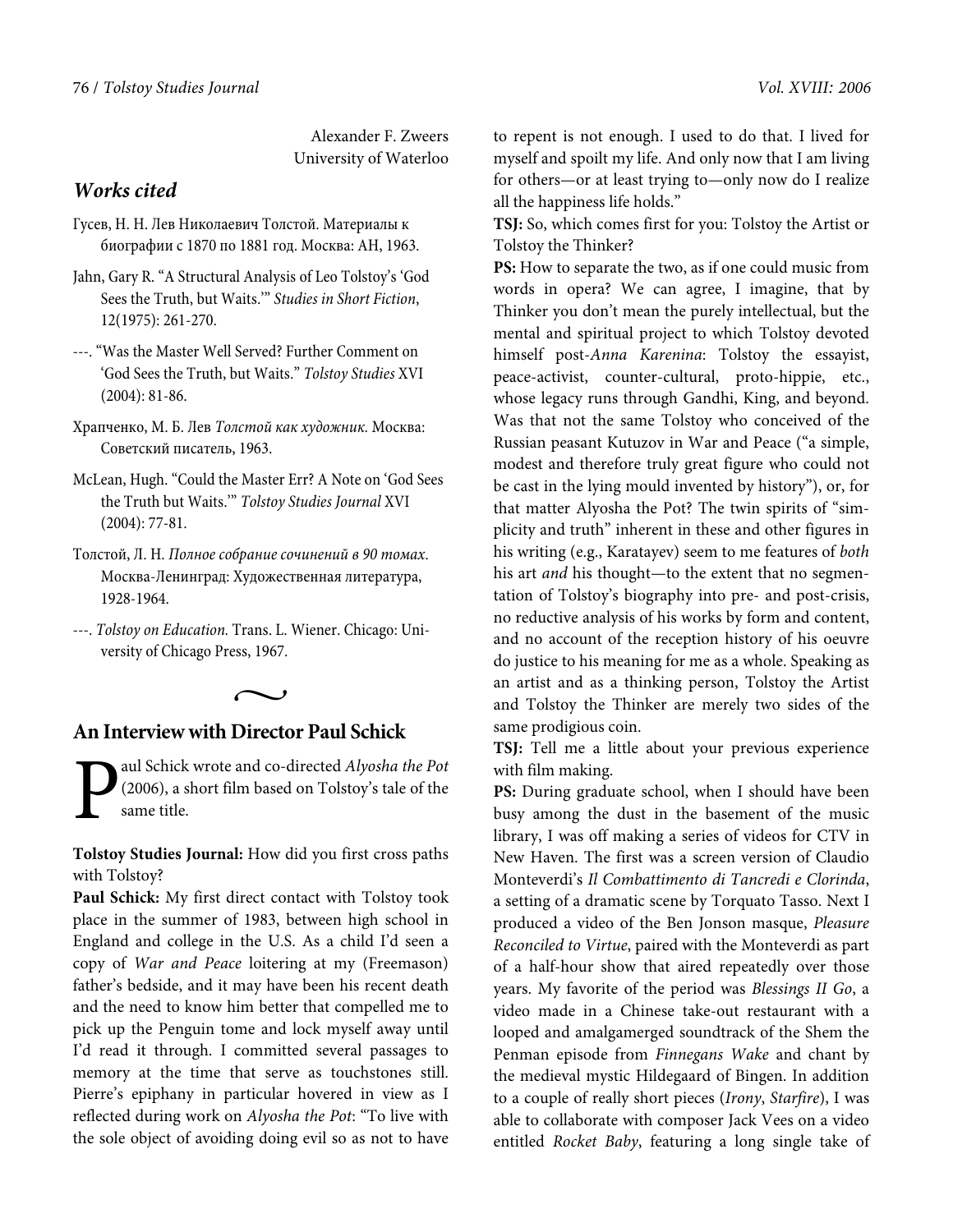Alexander F. Zweers
University of Waterloo

## *Works cited*

Гусев, Н. Н. Лев Николаевич Толстой. Материалы к биографии с 1870 по 1881 год. Москва: АН, 1963.

Jahn, Gary R. "A Structural Analysis of Leo Tolstoy's 'God Sees the Truth, but Waits.'" *Studies in Short Fiction*, 12(1975): 261-270.

---. "Was the Master Well Served? Further Comment on 'God Sees the Truth, but Waits." *Tolstoy Studies* XVI (2004): 81-86.

Храпченко, М. Б. Лев *Толстой как художник.* Москва: Советский писатель, 1963.

McLean, Hugh. "Could the Master Err? A Note on 'God Sees the Truth but Waits.'" *Tolstoy Studies Journal* XVI (2004): 77-81.

Толстой, Л. Н. *Полное собрание сочинений в 90 томах*. Москва-Ленинград: Художественная литература, 1928-1964.

---. *Tolstoy on Education.* Trans. L. Wiener. Chicago: University of Chicago Press, 1967.

~

## An Interview with Director Paul Schick

Paul Schick wrote and co-directed *Alyosha the Pot* (2006), a short film based on Tolstoy's tale of the same title.

**Tolstoy Studies Journal:** How did you first cross paths with Tolstoy?

**Paul Schick:** My first direct contact with Tolstoy took place in the summer of 1983, between high school in England and college in the U.S. As a child I'd seen a copy of *War and Peace* loitering at my (Freemason) father's bedside, and it may have been his recent death and the need to know him better that compelled me to pick up the Penguin tome and lock myself away until I'd read it through. I committed several passages to memory at the time that serve as touchstones still. Pierre's epiphany in particular hovered in view as I reflected during work on *Alyosha the Pot*: "To live with the sole object of avoiding doing evil so as not to have to repent is not enough. I used to do that. I lived for myself and spoilt my life. And only now that I am living for others—or at least trying to—only now do I realize all the happiness life holds."

**TSJ:** So, which comes first for you: Tolstoy the Artist or Tolstoy the Thinker?

**PS:** How to separate the two, as if one could music from words in opera? We can agree, I imagine, that by Thinker you don't mean the purely intellectual, but the mental and spiritual project to which Tolstoy devoted himself post-*Anna Karenina*: Tolstoy the essayist, peace-activist, counter-cultural, proto-hippie, etc., whose legacy runs through Gandhi, King, and beyond. Was that not the same Tolstoy who conceived of the Russian peasant Kutuzov in War and Peace ("a simple, modest and therefore truly great figure who could not be cast in the lying mould invented by history"), or, for that matter Alyosha the Pot? The twin spirits of "simplicity and truth" inherent in these and other figures in his writing (e.g., Karatayev) seem to me features of *both* his art *and* his thought—to the extent that no segmentation of Tolstoy's biography into pre- and post-crisis, no reductive analysis of his works by form and content, and no account of the reception history of his oeuvre do justice to his meaning for me as a whole. Speaking as an artist and as a thinking person, Tolstoy the Artist and Tolstoy the Thinker are merely two sides of the same prodigious coin.

**TSJ:** Tell me a little about your previous experience with film making.

**PS:** During graduate school, when I should have been busy among the dust in the basement of the music library, I was off making a series of videos for CTV in New Haven. The first was a screen version of Claudio Monteverdi's *Il Combattimento di Tancredi e Clorinda*, a setting of a dramatic scene by Torquato Tasso. Next I produced a video of the Ben Jonson masque, *Pleasure Reconciled to Virtue*, paired with the Monteverdi as part of a half-hour show that aired repeatedly over those years. My favorite of the period was *Blessings II Go*, a video made in a Chinese take-out restaurant with a looped and amalgamerged soundtrack of the Shem the Penman episode from *Finnegans Wake* and chant by the medieval mystic Hildegaard of Bingen. In addition to a couple of really short pieces (*Irony*, *Starfire*), I was able to collaborate with composer Jack Vees on a video entitled *Rocket Baby*, featuring a long single take of